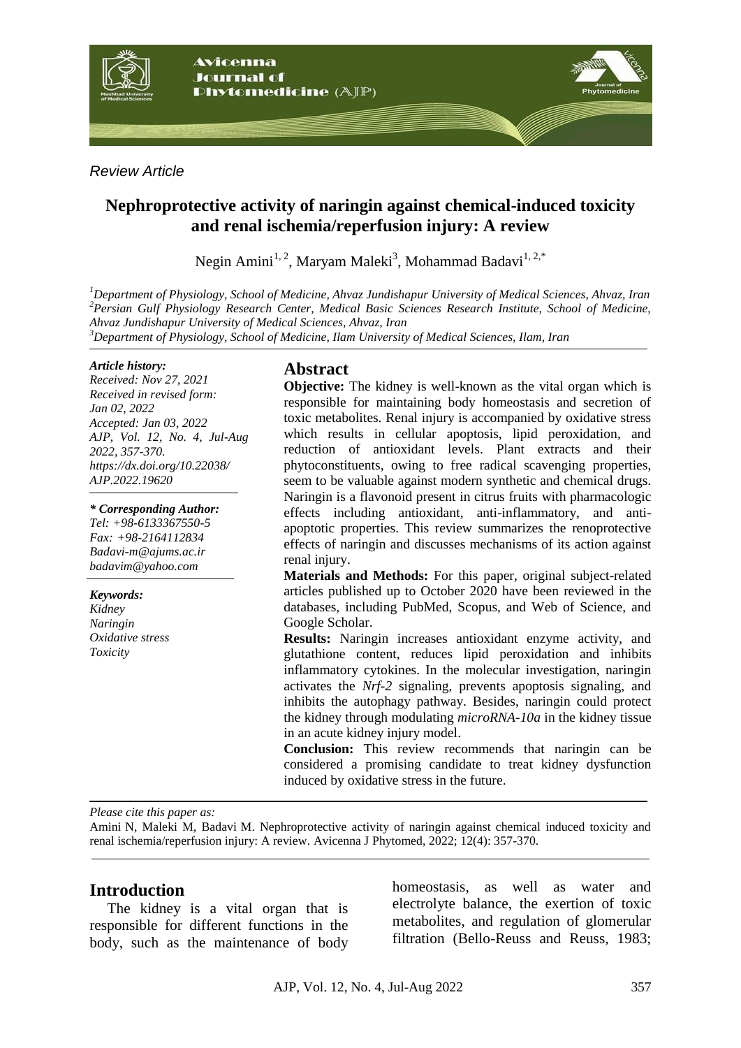*Review Article*

# Nephroprotective activity of naringin against chemical-induced toxicity and renal ischemia/reperfusion injury: A review

Negin Amini[1, 2], Maryam Maleki[3], Mohammad Badavi[1, 2,*]

[1]*Department of Physiology, School of Medicine, Ahvaz Jundishapur University of Medical Sciences, Ahvaz, Iran*
[2]*Persian Gulf Physiology Research Center, Medical Basic Sciences Research Institute, School of Medicine, Ahvaz Jundishapur University of Medical Sciences, Ahvaz, Iran*
[3]*Department of Physiology, School of Medicine, Ilam University of Medical Sciences, Ilam, Iran*

***Article history:***
*Received: Nov 27, 2021*
*Received in revised form: Jan 02, 2022*
*Accepted: Jan 03, 2022*
*AJP, Vol. 12, No. 4, Jul-Aug 2022, 357-370.*
*https://dx.doi.org/10.22038/AJP.2022.19620*

***\* Corresponding Author:***
*Tel: +98-6133367550-5*
*Fax: +98-2164112834*
*Badavi-m@ajums.ac.ir*
*badavim@yahoo.com*

***Keywords:***
*Kidney*
*Naringin*
*Oxidative stress*
*Toxicity*

## Abstract

**Objective:** The kidney is well-known as the vital organ which is responsible for maintaining body homeostasis and secretion of toxic metabolites. Renal injury is accompanied by oxidative stress which results in cellular apoptosis, lipid peroxidation, and reduction of antioxidant levels. Plant extracts and their phytoconstituents, owing to free radical scavenging properties, seem to be valuable against modern synthetic and chemical drugs. Naringin is a flavonoid present in citrus fruits with pharmacologic effects including antioxidant, anti-inflammatory, and anti-apoptotic properties. This review summarizes the renoprotective effects of naringin and discusses mechanisms of its action against renal injury.

**Materials and Methods:** For this paper, original subject-related articles published up to October 2020 have been reviewed in the databases, including PubMed, Scopus, and Web of Science, and Google Scholar.

**Results:** Naringin increases antioxidant enzyme activity, and glutathione content, reduces lipid peroxidation and inhibits inflammatory cytokines. In the molecular investigation, naringin activates the *Nrf-2* signaling, prevents apoptosis signaling, and inhibits the autophagy pathway. Besides, naringin could protect the kidney through modulating *microRNA-10a* in the kidney tissue in an acute kidney injury model.

**Conclusion:** This review recommends that naringin can be considered a promising candidate to treat kidney dysfunction induced by oxidative stress in the future.

*Please cite this paper as:*
Amini N, Maleki M, Badavi M. Nephroprotective activity of naringin against chemical induced toxicity and renal ischemia/reperfusion injury: A review. Avicenna J Phytomed, 2022; 12(4): 357-370.

## Introduction

The kidney is a vital organ that is responsible for different functions in the body, such as the maintenance of body homeostasis, as well as water and electrolyte balance, the exertion of toxic metabolites, and regulation of glomerular filtration (Bello-Reuss and Reuss, 1983;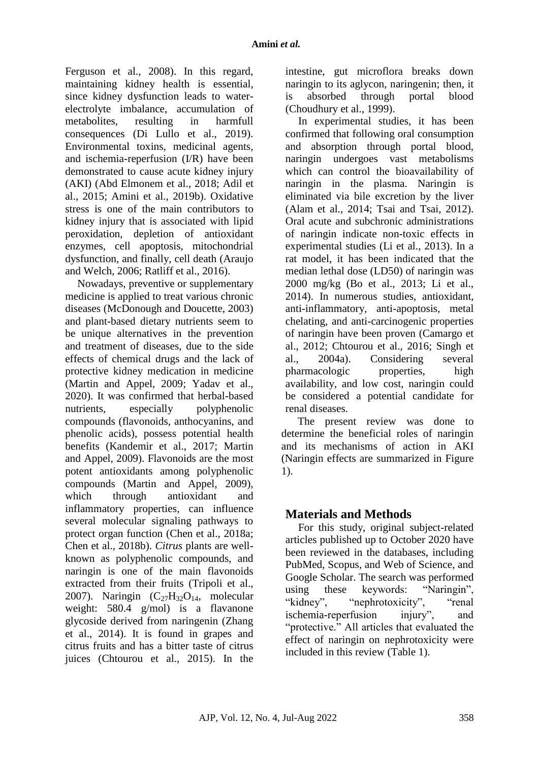Ferguson et al., 2008). In this regard, maintaining kidney health is essential, since kidney dysfunction leads to water-electrolyte imbalance, accumulation of metabolites, resulting in harmfull consequences (Di Lullo et al., 2019). Environmental toxins, medicinal agents, and ischemia-reperfusion (I/R) have been demonstrated to cause acute kidney injury (AKI) (Abd Elmonem et al., 2018; Adil et al., 2015; Amini et al., 2019b). Oxidative stress is one of the main contributors to kidney injury that is associated with lipid peroxidation, depletion of antioxidant enzymes, cell apoptosis, mitochondrial dysfunction, and finally, cell death (Araujo and Welch, 2006; Ratliff et al., 2016).

Nowadays, preventive or supplementary medicine is applied to treat various chronic diseases (McDonough and Doucette, 2003) and plant-based dietary nutrients seem to be unique alternatives in the prevention and treatment of diseases, due to the side effects of chemical drugs and the lack of protective kidney medication in medicine (Martin and Appel, 2009; Yadav et al., 2020). It was confirmed that herbal-based nutrients, especially polyphenolic compounds (flavonoids, anthocyanins, and phenolic acids), possess potential health benefits (Kandemir et al., 2017; Martin and Appel, 2009). Flavonoids are the most potent antioxidants among polyphenolic compounds (Martin and Appel, 2009), which through antioxidant and inflammatory properties, can influence several molecular signaling pathways to protect organ function (Chen et al., 2018a; Chen et al., 2018b). *Citrus* plants are well-known as polyphenolic compounds, and naringin is one of the main flavonoids extracted from their fruits (Tripoli et al., 2007). Naringin ($C_{27}H_{32}O_{14}$, molecular weight: 580.4 g/mol) is a flavanone glycoside derived from naringenin (Zhang et al., 2014). It is found in grapes and citrus fruits and has a bitter taste of citrus juices (Chtourou et al., 2015). In the intestine, gut microflora breaks down naringin to its aglycon, naringenin; then, it is absorbed through portal blood (Choudhury et al., 1999).

In experimental studies, it has been confirmed that following oral consumption and absorption through portal blood, naringin undergoes vast metabolisms which can control the bioavailability of naringin in the plasma. Naringin is eliminated via bile excretion by the liver (Alam et al., 2014; Tsai and Tsai, 2012). Oral acute and subchronic administrations of naringin indicate non-toxic effects in experimental studies (Li et al., 2013). In a rat model, it has been indicated that the median lethal dose (LD50) of naringin was 2000 mg/kg (Bo et al., 2013; Li et al., 2014). In numerous studies, antioxidant, anti-inflammatory, anti-apoptosis, metal chelating, and anti-carcinogenic properties of naringin have been proven (Camargo et al., 2012; Chtourou et al., 2016; Singh et al., 2004a). Considering several pharmacologic properties, high availability, and low cost, naringin could be considered a potential candidate for renal diseases.

The present review was done to determine the beneficial roles of naringin and its mechanisms of action in AKI (Naringin effects are summarized in Figure 1).

## Materials and Methods

For this study, original subject-related articles published up to October 2020 have been reviewed in the databases, including PubMed, Scopus, and Web of Science, and Google Scholar. The search was performed using these keywords: "Naringin", "kidney", "nephrotoxicity", "renal ischemia-reperfusion injury", and "protective." All articles that evaluated the effect of naringin on nephrotoxicity were included in this review (Table 1).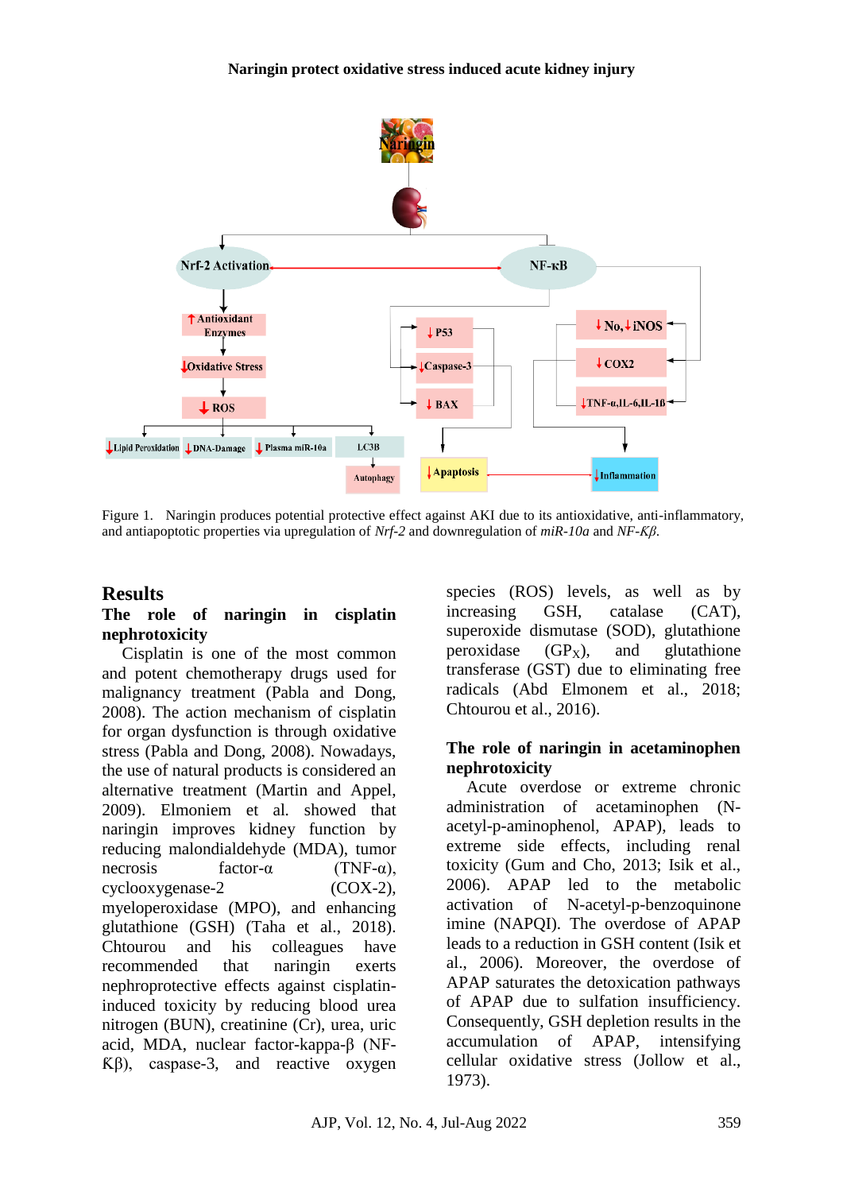Figure 1. Naringin produces potential protective effect against AKI due to its antioxidative, anti-inflammatory, and antiapoptotic properties via upregulation of *Nrf-2* and downregulation of *miR-10a* and *NF-Kβ*.

## Results

### The role of naringin in cisplatin nephrotoxicity

Cisplatin is one of the most common and potent chemotherapy drugs used for malignancy treatment (Pabla and Dong, 2008). The action mechanism of cisplatin for organ dysfunction is through oxidative stress (Pabla and Dong, 2008). Nowadays, the use of natural products is considered an alternative treatment (Martin and Appel, 2009). Elmoniem et al. showed that naringin improves kidney function by reducing malondialdehyde (MDA), tumor necrosis factor-α (TNF-α), cyclooxygenase-2 (COX-2), myeloperoxidase (MPO), and enhancing glutathione (GSH) (Taha et al., 2018). Chtourou and his colleagues have recommended that naringin exerts nephroprotective effects against cisplatin-induced toxicity by reducing blood urea nitrogen (BUN), creatinine (Cr), urea, uric acid, MDA, nuclear factor-kappa-β (NF-Kβ), caspase-3, and reactive oxygen species (ROS) levels, as well as by increasing GSH, catalase (CAT), superoxide dismutase (SOD), glutathione peroxidase ($GP_X$), and glutathione transferase (GST) to eliminating free radicals (Abd Elmonem et al., 2018; Chtourou et al., 2016).

### The role of naringin in acetaminophen nephrotoxicity

Acute overdose or extreme chronic administration of acetaminophen (N-acetyl-p-aminophenol, APAP), leads to extreme side effects, including renal toxicity (Gum and Cho, 2013; Isik et al., 2006). APAP led to the metabolic activation of N-acetyl-p-benzoquinone imine (NAPQI). The overdose of APAP leads to a reduction in GSH content (Isik et al., 2006). Moreover, the overdose of APAP saturates the detoxication pathways of APAP due to sulfation insufficiency. Consequently, GSH depletion results in the accumulation of APAP, intensifying cellular oxidative stress (Jollow et al., 1973).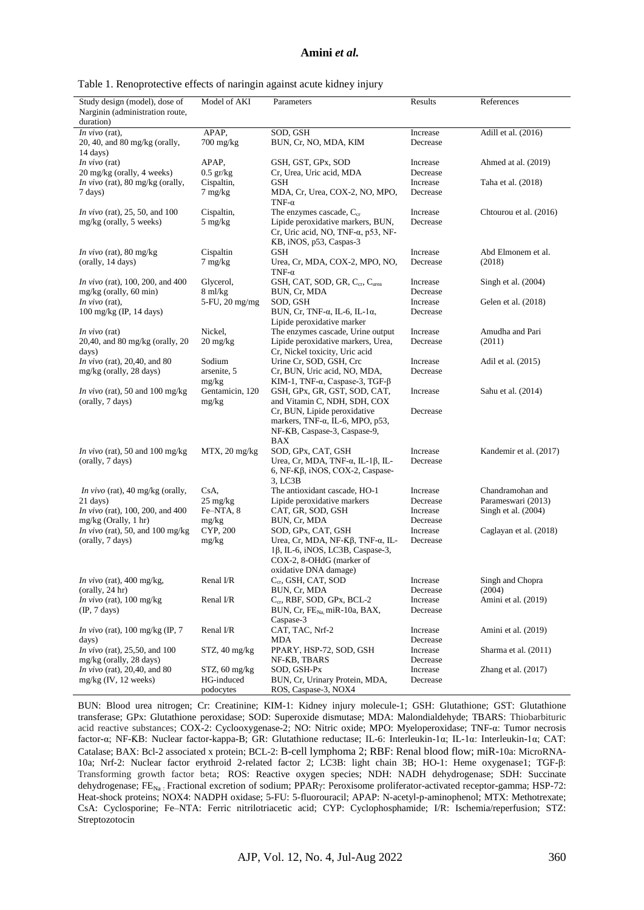Table 1. Renoprotective effects of naringin against acute kidney injury

| Study design (model), dose of Narginin (administration route, duration) | Model of AKI | Parameters | Results | References |
|---|---|---|---|---|
| *In vivo* (rat), 20, 40, and 80 mg/kg (orally, 14 days) | APAP, 700 mg/kg | SOD, GSH<br>BUN, Cr, NO, MDA, KIM | Increase<br>Decrease | Adill et al. (2016) |
| *In vivo* (rat) 20 mg/kg (orally, 4 weeks) | APAP, 0.5 gr/kg | GSH, GST, GPx, SOD<br>Cr, Urea, Uric acid, MDA | Increase<br>Decrease | Ahmed at al. (2019) |
| *In vivo* (rat), 80 mg/kg (orally, 7 days) | Cispaltin, 7 mg/kg | GSH<br>MDA, Cr, Urea, COX-2, NO, MPO, TNF-α | Increase<br>Decrease | Taha et al. (2018) |
| *In vivo* (rat), 25, 50, and 100 mg/kg (orally, 5 weeks) | Cispaltin, 5 mg/kg | The enzymes cascade, $C_{cr}$<br>Lipide peroxidative markers, BUN, Cr, Uric acid, NO, TNF-α, p53, NF-KB, iNOS, p53, Caspas-3 | Increase<br>Decrease | Chtourou et al. (2016) |
| *In vivo* (rat), 80 mg/kg (orally, 14 days) | Cispaltin 7 mg/kg | GSH<br>Urea, Cr, MDA, COX-2, MPO, NO, TNF-α | Increase<br>Decrease | Abd Elmonem et al. (2018) |
| *In vivo* (rat), 100, 200, and 400 mg/kg (orally, 60 min) | Glycerol, 8 ml/kg | GSH, CAT, SOD, GR, $C_{cr}$, $C_{urea}$<br>BUN, Cr, MDA | Increase<br>Decrease | Singh et al. (2004) |
| *In vivo* (rat), 100 mg/kg (IP, 14 days) | 5-FU, 20 mg/mg | SOD, GSH<br>BUN, Cr, TNF-α, IL-6, IL-1α, Lipide peroxidative marker | Increase<br>Decrease | Gelen et al. (2018) |
| *In vivo* (rat) 20,40, and 80 mg/kg (orally, 20 days) | Nickel, 20 mg/kg | The enzymes cascade, Urine output<br>Lipide peroxidative markers, Urea, Cr, Nickel toxicity, Uric acid | Increase<br>Decrease | Amudha and Pari (2011) |
| *In vivo* (rat), 20,40, and 80 mg/kg (orally, 28 days) | Sodium arsenite, 5 mg/kg | Urine Cr, SOD, GSH, Crc<br>Cr, BUN, Uric acid, NO, MDA, KIM-1, TNF-α, Caspase-3, TGF-β | Increase<br>Decrease | Adil et al. (2015) |
| *In vivo* (rat), 50 and 100 mg/kg (orally, 7 days) | Gentamicin, 120 mg/kg | GSH, GPx, GR, GST, SOD, CAT, and Vitamin C, NDH, SDH, COX<br>Cr, BUN, Lipide peroxidative markers, TNF-α, IL-6, MPO, p53, NF-KB, Caspase-3, Caspase-9, BAX | Increase<br>Decrease | Sahu et al. (2014) |
| *In vivo* (rat), 50 and 100 mg/kg (orally, 7 days) | MTX, 20 mg/kg | SOD, GPx, CAT, GSH<br>Urea, Cr, MDA, TNF-α, IL-1β, IL-6, NF-Kβ, iNOS, COX-2, Caspase-3, LC3B | Increase<br>Decrease | Kandemir et al. (2017) |
| *In vivo* (rat), 40 mg/kg (orally, 21 days) | CsA, 25 mg/kg | The antioxidant cascade, HO-1<br>Lipide peroxidative markers | Increase<br>Decrease | Chandramohan and Parameswari (2013) |
| *In vivo* (rat), 100, 200, and 400 mg/kg (Orally, 1 hr) | Fe–NTA, 8 mg/kg | CAT, GR, SOD, GSH<br>BUN, Cr, MDA | Increase<br>Decrease | Singh et al. (2004) |
| *In vivo* (rat), 50, and 100 mg/kg (orally, 7 days) | CYP, 200 mg/kg | SOD, GPx, CAT, GSH<br>Urea, Cr, MDA, NF-Kβ, TNF-α, IL-1β, IL-6, iNOS, LC3B, Caspase-3, COX-2, 8-OHdG (marker of oxidative DNA damage) | Increase<br>Decrease | Caglayan et al. (2018) |
| *In vivo* (rat), 400 mg/kg, (orally, 24 hr) | Renal I/R | $C_{cr}$, GSH, CAT, SOD<br>BUN, Cr, MDA | Increase<br>Decrease | Singh and Chopra (2004) |
| *In vivo* (rat), 100 mg/kg (IP, 7 days) | Renal I/R | $C_{cr}$, RBF, SOD, GPx, BCL-2<br>BUN, Cr, $FE_{Na}$, miR-10a, BAX, Caspase-3 | Increase<br>Decrease | Amini et al. (2019) |
| *In vivo* (rat), 100 mg/kg (IP, 7 days) | Renal I/R | CAT, TAC, Nrf-2<br>MDA | Increase<br>Decrease | Amini et al. (2019) |
| *In vivo* (rat), 25,50, and 100 mg/kg (orally, 28 days) | STZ, 40 mg/kg | PPARY, HSP-72, SOD, GSH<br>NF-KB, TBARS | Increase<br>Decrease | Sharma et al. (2011) |
| *In vivo* (rat), 20,40, and 80 mg/kg (IV, 12 weeks) | STZ, 60 mg/kg<br>HG-induced podocytes | SOD, GSH-Px<br>BUN, Cr, Urinary Protein, MDA, ROS, Caspase-3, NOX4 | Increase<br>Decrease | Zhang et al. (2017) |

BUN: Blood urea nitrogen; Cr: Creatinine; KIM-1: Kidney injury molecule-1; GSH: Glutathione; GST: Glutathione transferase; GPx: Glutathione peroxidase; SOD: Superoxide dismutase; MDA: Malondialdehyde; TBARS: Thiobarbituric acid reactive substances; COX-2: Cyclooxygenase-2; NO: Nitric oxide; MPO: Myeloperoxidase; TNF-α: Tumor necrosis factor-α; NF-KB: Nuclear factor-kappa-B; GR: Glutathione reductase; IL-6: Interleukin-1α; IL-1α: Interleukin-1α; CAT: Catalase; BAX: Bcl-2 associated x protein; BCL-2: B-cell lymphoma 2; RBF: Renal blood flow; miR-10a: MicroRNA-10a; Nrf-2: Nuclear factor erythroid 2-related factor 2; LC3B: light chain 3B; HO-1: Heme oxygenase1; TGF-β: Transforming growth factor beta; ROS: Reactive oxygen species; NDH: NADH dehydrogenase; SDH: Succinate dehydrogenase; $FE_{Na}$: Fractional excretion of sodium; PPARγ: Peroxisome proliferator-activated receptor-gamma; HSP-72: Heat-shock proteins; NOX4: NADPH oxidase; 5-FU: 5-fluorouracil; APAP: N-acetyl-p-aminophenol; MTX: Methotrexate; CsA: Cyclosporine; Fe–NTA: Ferric nitrilotriacetic acid; CYP: Cyclophosphamide; I/R: Ischemia/reperfusion; STZ: Streptozotocin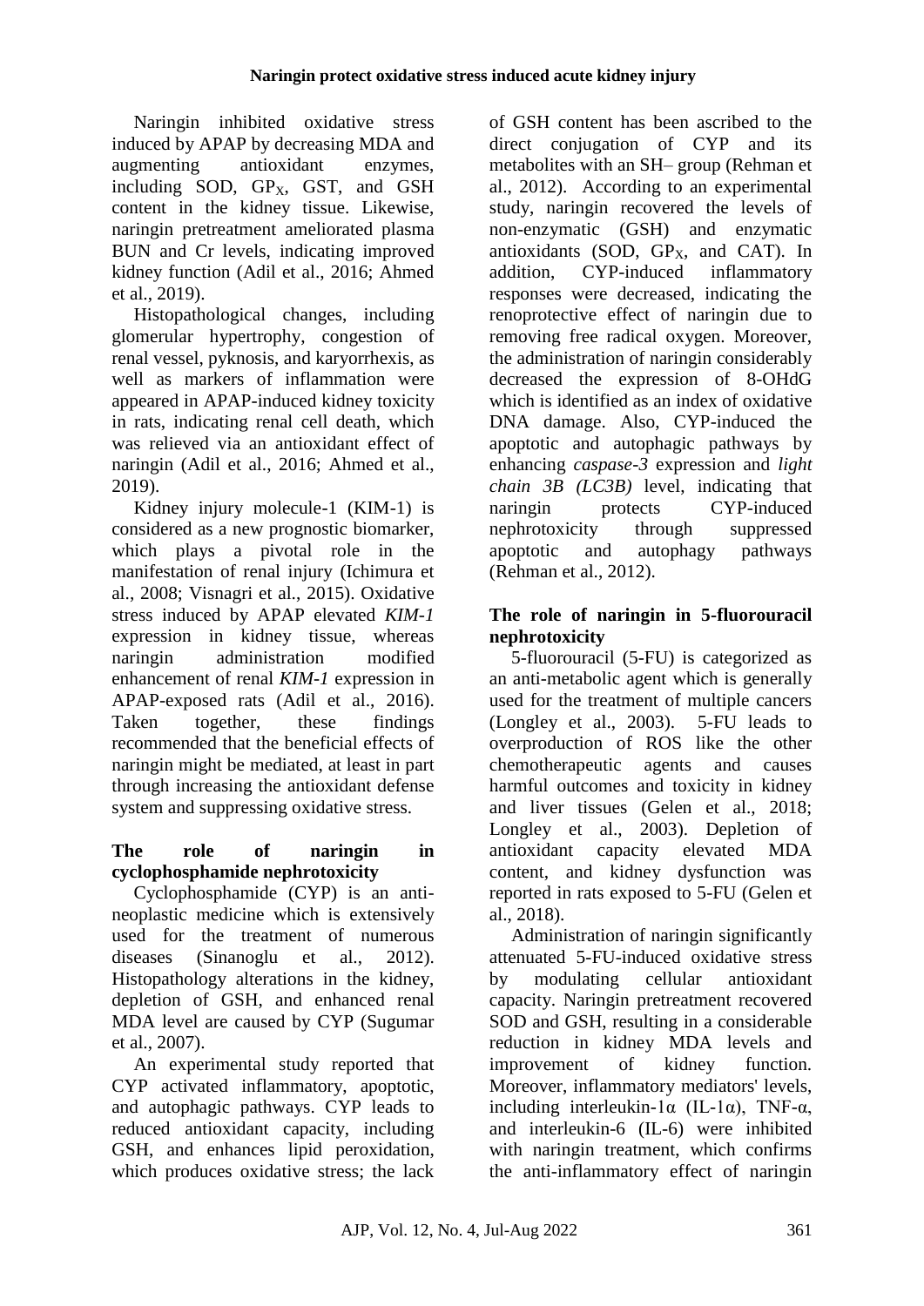Naringin inhibited oxidative stress induced by APAP by decreasing MDA and augmenting antioxidant enzymes, including SOD, $GP_X$, GST, and GSH content in the kidney tissue. Likewise, naringin pretreatment ameliorated plasma BUN and Cr levels, indicating improved kidney function (Adil et al., 2016; Ahmed et al., 2019).

Histopathological changes, including glomerular hypertrophy, congestion of renal vessel, pyknosis, and karyorrhexis, as well as markers of inflammation were appeared in APAP-induced kidney toxicity in rats, indicating renal cell death, which was relieved via an antioxidant effect of naringin (Adil et al., 2016; Ahmed et al., 2019).

Kidney injury molecule-1 (KIM-1) is considered as a new prognostic biomarker, which plays a pivotal role in the manifestation of renal injury (Ichimura et al., 2008; Visnagri et al., 2015). Oxidative stress induced by APAP elevated *KIM-1* expression in kidney tissue, whereas naringin administration modified enhancement of renal *KIM-1* expression in APAP-exposed rats (Adil et al., 2016). Taken together, these findings recommended that the beneficial effects of naringin might be mediated, at least in part through increasing the antioxidant defense system and suppressing oxidative stress.

## The role of naringin in cyclophosphamide nephrotoxicity

Cyclophosphamide (CYP) is an anti-neoplastic medicine which is extensively used for the treatment of numerous diseases (Sinanoglu et al., 2012). Histopathology alterations in the kidney, depletion of GSH, and enhanced renal MDA level are caused by CYP (Sugumar et al., 2007).

An experimental study reported that CYP activated inflammatory, apoptotic, and autophagic pathways. CYP leads to reduced antioxidant capacity, including GSH, and enhances lipid peroxidation, which produces oxidative stress; the lack of GSH content has been ascribed to the direct conjugation of CYP and its metabolites with an SH– group (Rehman et al., 2012). According to an experimental study, naringin recovered the levels of non-enzymatic (GSH) and enzymatic antioxidants (SOD, $GP_X$, and CAT). In addition, CYP-induced inflammatory responses were decreased, indicating the renoprotective effect of naringin due to removing free radical oxygen. Moreover, the administration of naringin considerably decreased the expression of 8-OHdG which is identified as an index of oxidative DNA damage. Also, CYP-induced the apoptotic and autophagic pathways by enhancing *caspase-3* expression and *light chain 3B (LC3B)* level, indicating that naringin protects CYP-induced nephrotoxicity through suppressed apoptotic and autophagy pathways (Rehman et al., 2012).

## The role of naringin in 5-fluorouracil nephrotoxicity

5-fluorouracil (5-FU) is categorized as an anti-metabolic agent which is generally used for the treatment of multiple cancers (Longley et al., 2003). 5-FU leads to overproduction of ROS like the other chemotherapeutic agents and causes harmful outcomes and toxicity in kidney and liver tissues (Gelen et al., 2018; Longley et al., 2003). Depletion of antioxidant capacity elevated MDA content, and kidney dysfunction was reported in rats exposed to 5-FU (Gelen et al., 2018).

Administration of naringin significantly attenuated 5-FU-induced oxidative stress by modulating cellular antioxidant capacity. Naringin pretreatment recovered SOD and GSH, resulting in a considerable reduction in kidney MDA levels and improvement of kidney function. Moreover, inflammatory mediators' levels, including interleukin-1α (IL-1α), TNF-α, and interleukin-6 (IL-6) were inhibited with naringin treatment, which confirms the anti-inflammatory effect of naringin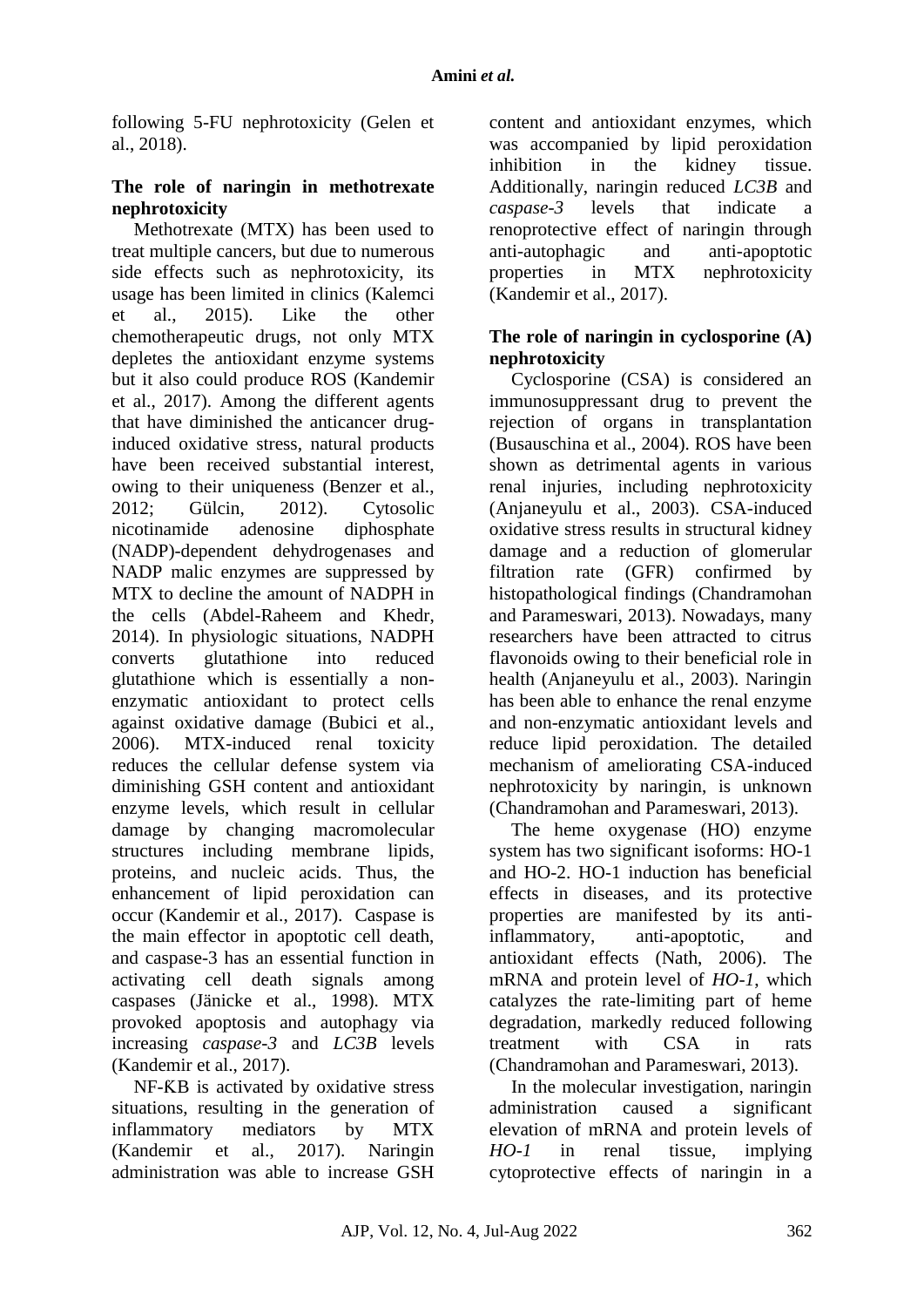following 5-FU nephrotoxicity (Gelen et al., 2018).

### The role of naringin in methotrexate nephrotoxicity

Methotrexate (MTX) has been used to treat multiple cancers, but due to numerous side effects such as nephrotoxicity, its usage has been limited in clinics (Kalemci et al., 2015). Like the other chemotherapeutic drugs, not only MTX depletes the antioxidant enzyme systems but it also could produce ROS (Kandemir et al., 2017). Among the different agents that have diminished the anticancer drug-induced oxidative stress, natural products have been received substantial interest, owing to their uniqueness (Benzer et al., 2012; Gülcin, 2012). Cytosolic nicotinamide adenosine diphosphate (NADP)-dependent dehydrogenases and NADP malic enzymes are suppressed by MTX to decline the amount of NADPH in the cells (Abdel-Raheem and Khedr, 2014). In physiologic situations, NADPH converts glutathione into reduced glutathione which is essentially a non-enzymatic antioxidant to protect cells against oxidative damage (Bubici et al., 2006). MTX-induced renal toxicity reduces the cellular defense system via diminishing GSH content and antioxidant enzyme levels, which result in cellular damage by changing macromolecular structures including membrane lipids, proteins, and nucleic acids. Thus, the enhancement of lipid peroxidation can occur (Kandemir et al., 2017). Caspase is the main effector in apoptotic cell death, and caspase-3 has an essential function in activating cell death signals among caspases (Jänicke et al., 1998). MTX provoked apoptosis and autophagy via increasing *caspase-3* and *LC3B* levels (Kandemir et al., 2017).

NF-KB is activated by oxidative stress situations, resulting in the generation of inflammatory mediators by MTX (Kandemir et al., 2017). Naringin administration was able to increase GSH content and antioxidant enzymes, which was accompanied by lipid peroxidation inhibition in the kidney tissue. Additionally, naringin reduced *LC3B* and *caspase-3* levels that indicate a renoprotective effect of naringin through anti-autophagic and anti-apoptotic properties in MTX nephrotoxicity (Kandemir et al., 2017).

### The role of naringin in cyclosporine (A) nephrotoxicity

Cyclosporine (CSA) is considered an immunosuppressant drug to prevent the rejection of organs in transplantation (Busauschina et al., 2004). ROS have been shown as detrimental agents in various renal injuries, including nephrotoxicity (Anjaneyulu et al., 2003). CSA-induced oxidative stress results in structural kidney damage and a reduction of glomerular filtration rate (GFR) confirmed by histopathological findings (Chandramohan and Parameswari, 2013). Nowadays, many researchers have been attracted to citrus flavonoids owing to their beneficial role in health (Anjaneyulu et al., 2003). Naringin has been able to enhance the renal enzyme and non-enzymatic antioxidant levels and reduce lipid peroxidation. The detailed mechanism of ameliorating CSA-induced nephrotoxicity by naringin, is unknown (Chandramohan and Parameswari, 2013).

The heme oxygenase (HO) enzyme system has two significant isoforms: HO-1 and HO-2. HO-1 induction has beneficial effects in diseases, and its protective properties are manifested by its anti-inflammatory, anti-apoptotic, and antioxidant effects (Nath, 2006). The mRNA and protein level of *HO-1*, which catalyzes the rate-limiting part of heme degradation, markedly reduced following treatment with CSA in rats (Chandramohan and Parameswari, 2013).

In the molecular investigation, naringin administration caused a significant elevation of mRNA and protein levels of *HO-1* in renal tissue, implying cytoprotective effects of naringin in a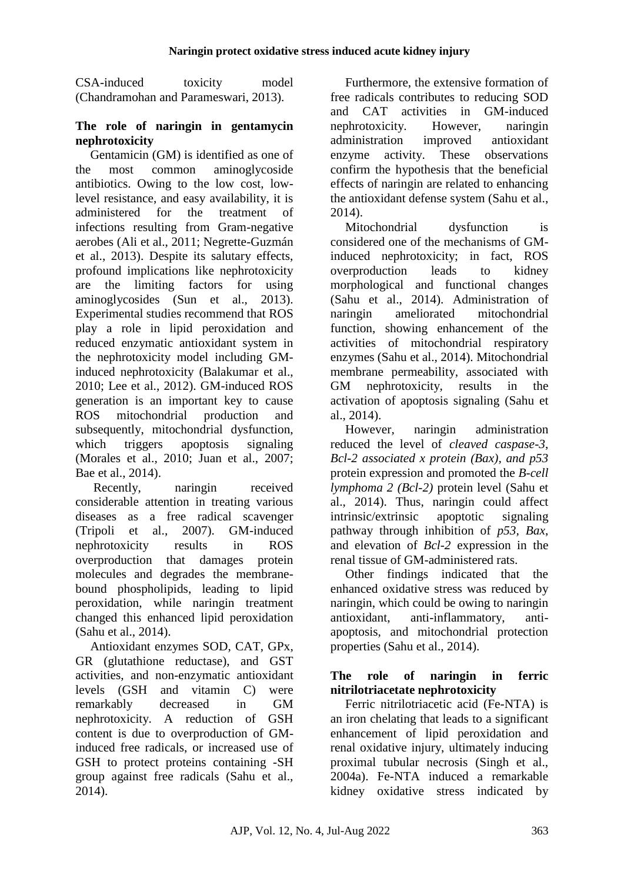CSA-induced toxicity model (Chandramohan and Parameswari, 2013).

### The role of naringin in gentamycin nephrotoxicity

Gentamicin (GM) is identified as one of the most common aminoglycoside antibiotics. Owing to the low cost, low-level resistance, and easy availability, it is administered for the treatment of infections resulting from Gram-negative aerobes (Ali et al., 2011; Negrette-Guzmán et al., 2013). Despite its salutary effects, profound implications like nephrotoxicity are the limiting factors for using aminoglycosides (Sun et al., 2013). Experimental studies recommend that ROS play a role in lipid peroxidation and reduced enzymatic antioxidant system in the nephrotoxicity model including GM-induced nephrotoxicity (Balakumar et al., 2010; Lee et al., 2012). GM-induced ROS generation is an important key to cause ROS mitochondrial production and subsequently, mitochondrial dysfunction, which triggers apoptosis signaling (Morales et al., 2010; Juan et al., 2007; Bae et al., 2014).

Recently, naringin received considerable attention in treating various diseases as a free radical scavenger (Tripoli et al., 2007). GM-induced nephrotoxicity results in ROS overproduction that damages protein molecules and degrades the membrane-bound phospholipids, leading to lipid peroxidation, while naringin treatment changed this enhanced lipid peroxidation (Sahu et al., 2014).

Antioxidant enzymes SOD, CAT, GPx, GR (glutathione reductase), and GST activities, and non-enzymatic antioxidant levels (GSH and vitamin C) were remarkably decreased in GM nephrotoxicity. A reduction of GSH content is due to overproduction of GM-induced free radicals, or increased use of GSH to protect proteins containing -SH group against free radicals (Sahu et al., 2014).

Furthermore, the extensive formation of free radicals contributes to reducing SOD and CAT activities in GM-induced nephrotoxicity. However, naringin administration improved antioxidant enzyme activity. These observations confirm the hypothesis that the beneficial effects of naringin are related to enhancing the antioxidant defense system (Sahu et al., 2014).

Mitochondrial dysfunction is considered one of the mechanisms of GM-induced nephrotoxicity; in fact, ROS overproduction leads to kidney morphological and functional changes (Sahu et al., 2014). Administration of naringin ameliorated mitochondrial function, showing enhancement of the activities of mitochondrial respiratory enzymes (Sahu et al., 2014). Mitochondrial membrane permeability, associated with GM nephrotoxicity, results in the activation of apoptosis signaling (Sahu et al., 2014).

However, naringin administration reduced the level of *cleaved caspase-3*, *Bcl-2 associated x protein (Bax), and p53* protein expression and promoted the *B-cell lymphoma 2 (Bcl-2)* protein level (Sahu et al., 2014). Thus, naringin could affect intrinsic/extrinsic apoptotic signaling pathway through inhibition of *p53*, *Bax*, and elevation of *Bcl-2* expression in the renal tissue of GM-administered rats.

Other findings indicated that the enhanced oxidative stress was reduced by naringin, which could be owing to naringin antioxidant, anti-inflammatory, anti-apoptosis, and mitochondrial protection properties (Sahu et al., 2014).

### The role of naringin in ferric nitrilotriacetate nephrotoxicity

Ferric nitrilotriacetic acid (Fe-NTA) is an iron chelating that leads to a significant enhancement of lipid peroxidation and renal oxidative injury, ultimately inducing proximal tubular necrosis (Singh et al., 2004a). Fe-NTA induced a remarkable kidney oxidative stress indicated by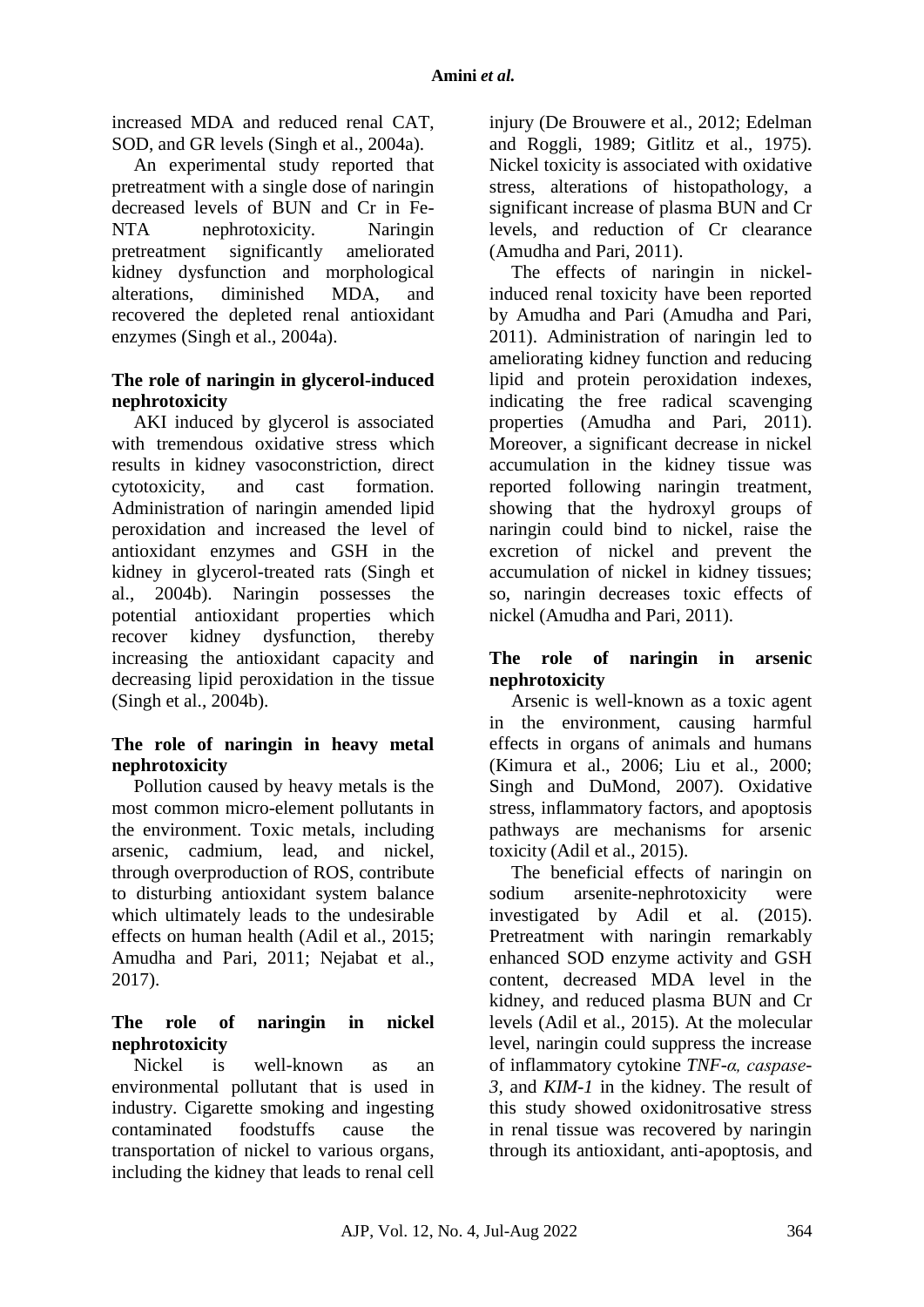increased MDA and reduced renal CAT, SOD, and GR levels (Singh et al., 2004a).

An experimental study reported that pretreatment with a single dose of naringin decreased levels of BUN and Cr in Fe-NTA nephrotoxicity. Naringin pretreatment significantly ameliorated kidney dysfunction and morphological alterations, diminished MDA, and recovered the depleted renal antioxidant enzymes (Singh et al., 2004a).

### The role of naringin in glycerol-induced nephrotoxicity

AKI induced by glycerol is associated with tremendous oxidative stress which results in kidney vasoconstriction, direct cytotoxicity, and cast formation. Administration of naringin amended lipid peroxidation and increased the level of antioxidant enzymes and GSH in the kidney in glycerol-treated rats (Singh et al., 2004b). Naringin possesses the potential antioxidant properties which recover kidney dysfunction, thereby increasing the antioxidant capacity and decreasing lipid peroxidation in the tissue (Singh et al., 2004b).

### The role of naringin in heavy metal nephrotoxicity

Pollution caused by heavy metals is the most common micro-element pollutants in the environment. Toxic metals, including arsenic, cadmium, lead, and nickel, through overproduction of ROS, contribute to disturbing antioxidant system balance which ultimately leads to the undesirable effects on human health (Adil et al., 2015; Amudha and Pari, 2011; Nejabat et al., 2017).

### The role of naringin in nickel nephrotoxicity

Nickel is well-known as an environmental pollutant that is used in industry. Cigarette smoking and ingesting contaminated foodstuffs cause the transportation of nickel to various organs, including the kidney that leads to renal cell injury (De Brouwere et al., 2012; Edelman and Roggli, 1989; Gitlitz et al., 1975). Nickel toxicity is associated with oxidative stress, alterations of histopathology, a significant increase of plasma BUN and Cr levels, and reduction of Cr clearance (Amudha and Pari, 2011).

The effects of naringin in nickel-induced renal toxicity have been reported by Amudha and Pari (Amudha and Pari, 2011). Administration of naringin led to ameliorating kidney function and reducing lipid and protein peroxidation indexes, indicating the free radical scavenging properties (Amudha and Pari, 2011). Moreover, a significant decrease in nickel accumulation in the kidney tissue was reported following naringin treatment, showing that the hydroxyl groups of naringin could bind to nickel, raise the excretion of nickel and prevent the accumulation of nickel in kidney tissues; so, naringin decreases toxic effects of nickel (Amudha and Pari, 2011).

### The role of naringin in arsenic nephrotoxicity

Arsenic is well-known as a toxic agent in the environment, causing harmful effects in organs of animals and humans (Kimura et al., 2006; Liu et al., 2000; Singh and DuMond, 2007). Oxidative stress, inflammatory factors, and apoptosis pathways are mechanisms for arsenic toxicity (Adil et al., 2015).

The beneficial effects of naringin on sodium arsenite-nephrotoxicity were investigated by Adil et al. (2015). Pretreatment with naringin remarkably enhanced SOD enzyme activity and GSH content, decreased MDA level in the kidney, and reduced plasma BUN and Cr levels (Adil et al., 2015). At the molecular level, naringin could suppress the increase of inflammatory cytokine *TNF-α, caspase-3,* and *KIM-1* in the kidney. The result of this study showed oxidonitrosative stress in renal tissue was recovered by naringin through its antioxidant, anti-apoptosis, and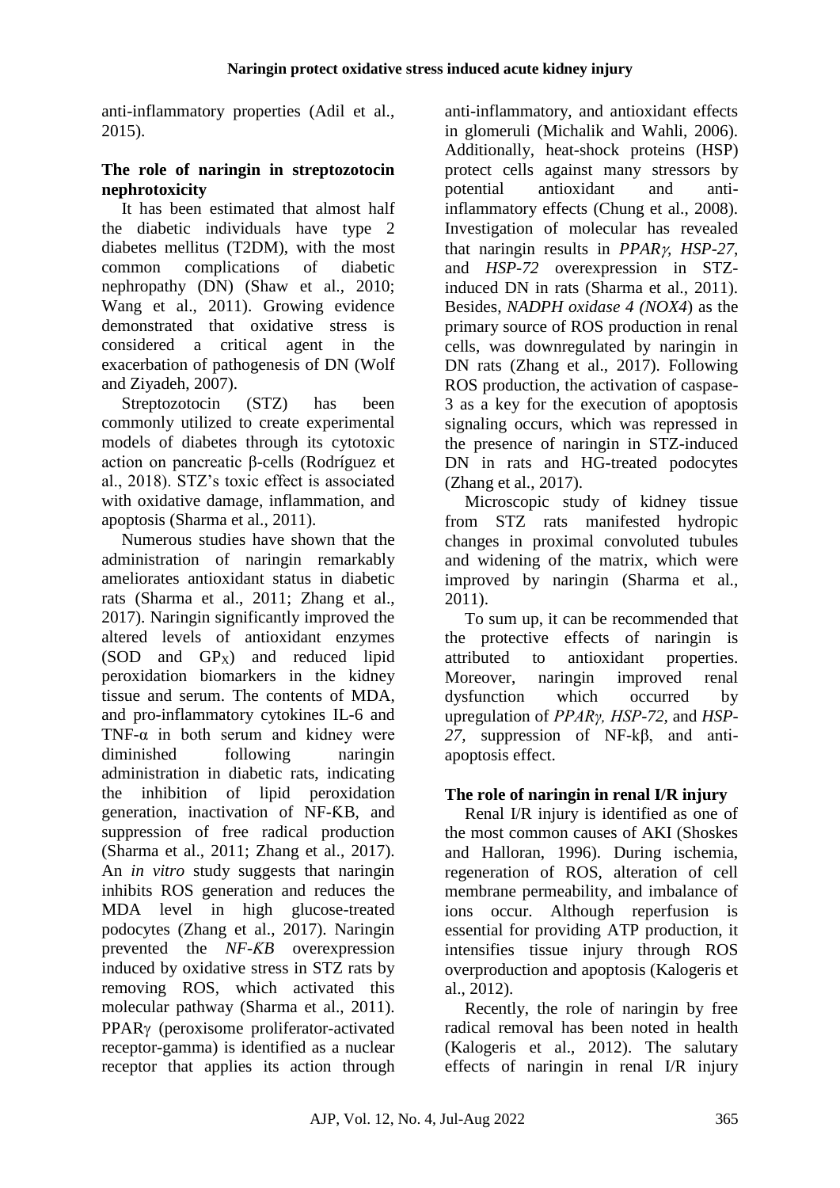anti-inflammatory properties (Adil et al., 2015).

### The role of naringin in streptozotocin nephrotoxicity

It has been estimated that almost half the diabetic individuals have type 2 diabetes mellitus (T2DM), with the most common complications of diabetic nephropathy (DN) (Shaw et al., 2010; Wang et al., 2011). Growing evidence demonstrated that oxidative stress is considered a critical agent in the exacerbation of pathogenesis of DN (Wolf and Ziyadeh, 2007).

Streptozotocin (STZ) has been commonly utilized to create experimental models of diabetes through its cytotoxic action on pancreatic β-cells (Rodríguez et al., 2018). STZ's toxic effect is associated with oxidative damage, inflammation, and apoptosis (Sharma et al., 2011).

Numerous studies have shown that the administration of naringin remarkably ameliorates antioxidant status in diabetic rats (Sharma et al., 2011; Zhang et al., 2017). Naringin significantly improved the altered levels of antioxidant enzymes (SOD and $GP_X$) and reduced lipid peroxidation biomarkers in the kidney tissue and serum. The contents of MDA, and pro-inflammatory cytokines IL-6 and TNF-α in both serum and kidney were diminished following naringin administration in diabetic rats, indicating the inhibition of lipid peroxidation generation, inactivation of NF-ΚB, and suppression of free radical production (Sharma et al., 2011; Zhang et al., 2017). An *in vitro* study suggests that naringin inhibits ROS generation and reduces the MDA level in high glucose-treated podocytes (Zhang et al., 2017). Naringin prevented the *NF-ΚB* overexpression induced by oxidative stress in STZ rats by removing ROS, which activated this molecular pathway (Sharma et al., 2011). PPARγ (peroxisome proliferator-activated receptor-gamma) is identified as a nuclear receptor that applies its action through anti-inflammatory, and antioxidant effects in glomeruli (Michalik and Wahli, 2006). Additionally, heat-shock proteins (HSP) protect cells against many stressors by potential antioxidant and anti-inflammatory effects (Chung et al., 2008). Investigation of molecular has revealed that naringin results in *PPARγ, HSP-27*, and *HSP-72* overexpression in STZ-induced DN in rats (Sharma et al., 2011). Besides, *NADPH oxidase 4 (NOX4*) as the primary source of ROS production in renal cells, was downregulated by naringin in DN rats (Zhang et al., 2017). Following ROS production, the activation of caspase-3 as a key for the execution of apoptosis signaling occurs, which was repressed in the presence of naringin in STZ-induced DN in rats and HG-treated podocytes (Zhang et al., 2017).

Microscopic study of kidney tissue from STZ rats manifested hydropic changes in proximal convoluted tubules and widening of the matrix, which were improved by naringin (Sharma et al., 2011).

To sum up, it can be recommended that the protective effects of naringin is attributed to antioxidant properties. Moreover, naringin improved renal dysfunction which occurred by upregulation of *PPARγ, HSP-72*, and *HSP-27*, suppression of NF-kβ, and anti-apoptosis effect.

### The role of naringin in renal I/R injury

Renal I/R injury is identified as one of the most common causes of AKI (Shoskes and Halloran, 1996). During ischemia, regeneration of ROS, alteration of cell membrane permeability, and imbalance of ions occur. Although reperfusion is essential for providing ATP production, it intensifies tissue injury through ROS overproduction and apoptosis (Kalogeris et al., 2012).

Recently, the role of naringin by free radical removal has been noted in health (Kalogeris et al., 2012). The salutary effects of naringin in renal I/R injury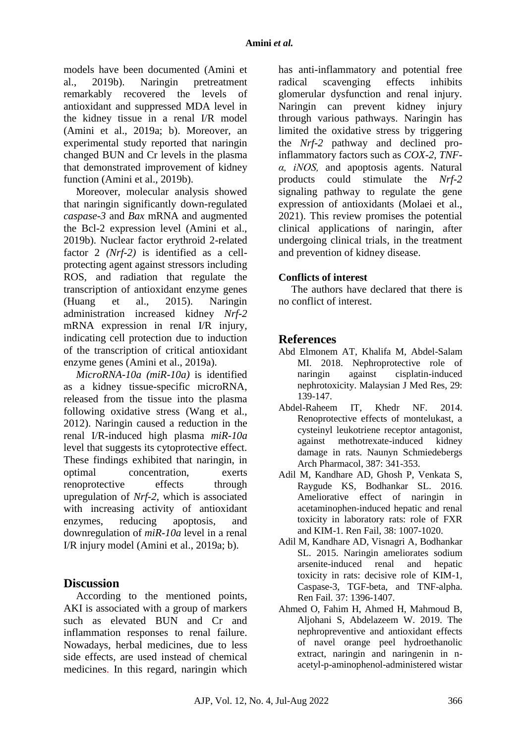models have been documented (Amini et al., 2019b). Naringin pretreatment remarkably recovered the levels of antioxidant and suppressed MDA level in the kidney tissue in a renal I/R model (Amini et al., 2019a; b). Moreover, an experimental study reported that naringin changed BUN and Cr levels in the plasma that demonstrated improvement of kidney function (Amini et al., 2019b).

Moreover, molecular analysis showed that naringin significantly down-regulated *caspase-3* and *Bax* mRNA and augmented the Bcl-2 expression level (Amini et al., 2019b). Nuclear factor erythroid 2-related factor 2 *(Nrf-2)* is identified as a cell-protecting agent against stressors including ROS, and radiation that regulate the transcription of antioxidant enzyme genes (Huang et al., 2015). Naringin administration increased kidney *Nrf-2* mRNA expression in renal I/R injury, indicating cell protection due to induction of the transcription of critical antioxidant enzyme genes (Amini et al., 2019a).

*MicroRNA-10a (miR-10a)* is identified as a kidney tissue-specific microRNA, released from the tissue into the plasma following oxidative stress (Wang et al., 2012). Naringin caused a reduction in the renal I/R-induced high plasma ***miR-10a*** level that suggests its cytoprotective effect. These findings exhibited that naringin, in optimal concentration, exerts renoprotective effects through upregulation of *Nrf-2*, which is associated with increasing activity of antioxidant enzymes, reducing apoptosis, and downregulation of ***miR-10a*** level in a renal I/R injury model (Amini et al., 2019a; b).

## Discussion

According to the mentioned points, AKI is associated with a group of markers such as elevated BUN and Cr and inflammation responses to renal failure. Nowadays, herbal medicines, due to less side effects, are used instead of chemical medicines. In this regard, naringin which has anti-inflammatory and potential free radical scavenging effects inhibits glomerular dysfunction and renal injury. Naringin can prevent kidney injury through various pathways. Naringin has limited the oxidative stress by triggering the *Nrf-2* pathway and declined pro-inflammatory factors such as *COX-2, TNF-α, iNOS,* and apoptosis agents. Natural products could stimulate the *Nrf-2* signaling pathway to regulate the gene expression of antioxidants (Molaei et al., 2021). This review promises the potential clinical applications of naringin, after undergoing clinical trials, in the treatment and prevention of kidney disease.

### Conflicts of interest

The authors have declared that there is no conflict of interest.

## References

Abd Elmonem AT, Khalifa M, Abdel-Salam MI. 2018. Nephroprotective role of naringin against cisplatin-induced nephrotoxicity. Malaysian J Med Res, 29: 139-147.

Abdel-Raheem IT, Khedr NF. 2014. Renoprotective effects of montelukast, a cysteinyl leukotriene receptor antagonist, against methotrexate-induced kidney damage in rats. Naunyn Schmiedebergs Arch Pharmacol, 387: 341-353.

Adil M, Kandhare AD, Ghosh P, Venkata S, Raygude KS, Bodhankar SL. 2016. Ameliorative effect of naringin in acetaminophen-induced hepatic and renal toxicity in laboratory rats: role of FXR and KIM-1. Ren Fail, 38: 1007-1020.

Adil M, Kandhare AD, Visnagri A, Bodhankar SL. 2015. Naringin ameliorates sodium arsenite-induced renal and hepatic toxicity in rats: decisive role of KIM-1, Caspase-3, TGF-beta, and TNF-alpha. Ren Fail. 37: 1396-1407.

Ahmed O, Fahim H, Ahmed H, Mahmoud B, Aljohani S, Abdelazeem W. 2019. The nephropreventive and antioxidant effects of navel orange peel hydroethanolic extract, naringin and naringenin in n-acetyl-p-aminophenol-administered wistar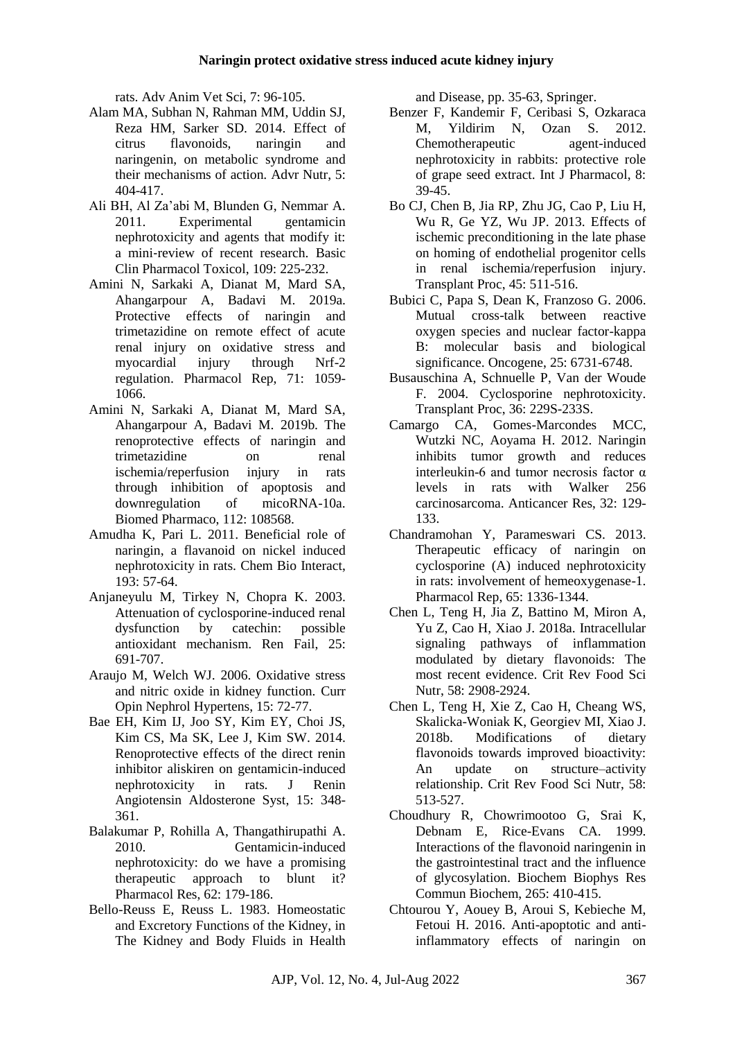rats. Adv Anim Vet Sci, 7: 96-105.

Alam MA, Subhan N, Rahman MM, Uddin SJ, Reza HM, Sarker SD. 2014. Effect of citrus flavonoids, naringin and naringenin, on metabolic syndrome and their mechanisms of action. Advr Nutr, 5: 404-417.

Ali BH, Al Za'abi M, Blunden G, Nemmar A. 2011. Experimental gentamicin nephrotoxicity and agents that modify it: a mini-review of recent research. Basic Clin Pharmacol Toxicol, 109: 225-232.

Amini N, Sarkaki A, Dianat M, Mard SA, Ahangarpour A, Badavi M. 2019a. Protective effects of naringin and trimetazidine on remote effect of acute renal injury on oxidative stress and myocardial injury through Nrf-2 regulation. Pharmacol Rep, 71: 1059-1066.

Amini N, Sarkaki A, Dianat M, Mard SA, Ahangarpour A, Badavi M. 2019b. The renoprotective effects of naringin and trimetazidine on renal ischemia/reperfusion injury in rats through inhibition of apoptosis and downregulation of micoRNA-10a. Biomed Pharmaco, 112: 108568.

Amudha K, Pari L. 2011. Beneficial role of naringin, a flavanoid on nickel induced nephrotoxicity in rats. Chem Bio Interact, 193: 57-64.

Anjaneyulu M, Tirkey N, Chopra K. 2003. Attenuation of cyclosporine-induced renal dysfunction by catechin: possible antioxidant mechanism. Ren Fail, 25: 691-707.

Araujo M, Welch WJ. 2006. Oxidative stress and nitric oxide in kidney function. Curr Opin Nephrol Hypertens, 15: 72-77.

Bae EH, Kim IJ, Joo SY, Kim EY, Choi JS, Kim CS, Ma SK, Lee J, Kim SW. 2014. Renoprotective effects of the direct renin inhibitor aliskiren on gentamicin-induced nephrotoxicity in rats. J Renin Angiotensin Aldosterone Syst, 15: 348-361.

Balakumar P, Rohilla A, Thangathirupathi A. 2010. Gentamicin-induced nephrotoxicity: do we have a promising therapeutic approach to blunt it? Pharmacol Res, 62: 179-186.

Bello-Reuss E, Reuss L. 1983. Homeostatic and Excretory Functions of the Kidney, in The Kidney and Body Fluids in Health and Disease, pp. 35-63, Springer.

Benzer F, Kandemir F, Ceribasi S, Ozkaraca M, Yildirim N, Ozan S. 2012. Chemotherapeutic agent-induced nephrotoxicity in rabbits: protective role of grape seed extract. Int J Pharmacol, 8: 39-45.

Bo CJ, Chen B, Jia RP, Zhu JG, Cao P, Liu H, Wu R, Ge YZ, Wu JP. 2013. Effects of ischemic preconditioning in the late phase on homing of endothelial progenitor cells in renal ischemia/reperfusion injury. Transplant Proc, 45: 511-516.

Bubici C, Papa S, Dean K, Franzoso G. 2006. Mutual cross-talk between reactive oxygen species and nuclear factor-kappa B: molecular basis and biological significance. Oncogene, 25: 6731-6748.

Busauschina A, Schnuelle P, Van der Woude F. 2004. Cyclosporine nephrotoxicity. Transplant Proc, 36: 229S-233S.

Camargo CA, Gomes-Marcondes MCC, Wutzki NC, Aoyama H. 2012. Naringin inhibits tumor growth and reduces interleukin-6 and tumor necrosis factor α levels in rats with Walker 256 carcinosarcoma. Anticancer Res, 32: 129-133.

Chandramohan Y, Parameswari CS. 2013. Therapeutic efficacy of naringin on cyclosporine (A) induced nephrotoxicity in rats: involvement of hemeoxygenase-1. Pharmacol Rep, 65: 1336-1344.

Chen L, Teng H, Jia Z, Battino M, Miron A, Yu Z, Cao H, Xiao J. 2018a. Intracellular signaling pathways of inflammation modulated by dietary flavonoids: The most recent evidence. Crit Rev Food Sci Nutr, 58: 2908-2924.

Chen L, Teng H, Xie Z, Cao H, Cheang WS, Skalicka-Woniak K, Georgiev MI, Xiao J. 2018b. Modifications of dietary flavonoids towards improved bioactivity: An update on structure–activity relationship. Crit Rev Food Sci Nutr, 58: 513-527.

Choudhury R, Chowrimootoo G, Srai K, Debnam E, Rice-Evans CA. 1999. Interactions of the flavonoid naringenin in the gastrointestinal tract and the influence of glycosylation. Biochem Biophys Res Commun Biochem, 265: 410-415.

Chtourou Y, Aouey B, Aroui S, Kebieche M, Fetoui H. 2016. Anti-apoptotic and anti-inflammatory effects of naringin on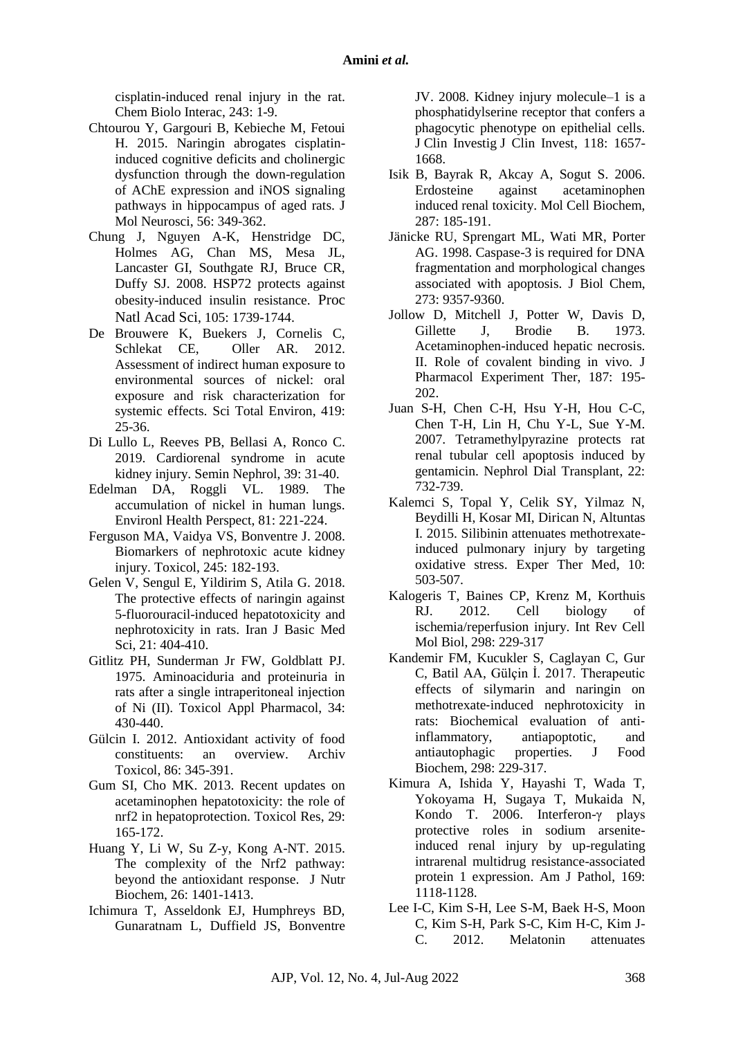cisplatin-induced renal injury in the rat. Chem Biolo Interac, 243: 1-9.

Chtourou Y, Gargouri B, Kebieche M, Fetoui H. 2015. Naringin abrogates cisplatin-induced cognitive deficits and cholinergic dysfunction through the down-regulation of AChE expression and iNOS signaling pathways in hippocampus of aged rats. J Mol Neurosci, 56: 349-362.

Chung J, Nguyen A-K, Henstridge DC, Holmes AG, Chan MS, Mesa JL, Lancaster GI, Southgate RJ, Bruce CR, Duffy SJ. 2008. HSP72 protects against obesity-induced insulin resistance. Proc Natl Acad Sci, 105: 1739-1744.

De Brouwere K, Buekers J, Cornelis C, Schlekat CE, Oller AR. 2012. Assessment of indirect human exposure to environmental sources of nickel: oral exposure and risk characterization for systemic effects. Sci Total Environ, 419: 25-36.

Di Lullo L, Reeves PB, Bellasi A, Ronco C. 2019. Cardiorenal syndrome in acute kidney injury. Semin Nephrol, 39: 31-40.

Edelman DA, Roggli VL. 1989. The accumulation of nickel in human lungs. Environl Health Perspect, 81: 221-224.

Ferguson MA, Vaidya VS, Bonventre J. 2008. Biomarkers of nephrotoxic acute kidney injury. Toxicol, 245: 182-193.

Gelen V, Sengul E, Yildirim S, Atila G. 2018. The protective effects of naringin against 5-fluorouracil-induced hepatotoxicity and nephrotoxicity in rats. Iran J Basic Med Sci, 21: 404-410.

Gitlitz PH, Sunderman Jr FW, Goldblatt PJ. 1975. Aminoaciduria and proteinuria in rats after a single intraperitoneal injection of Ni (II). Toxicol Appl Pharmacol, 34: 430-440.

Gülcin I. 2012. Antioxidant activity of food constituents: an overview. Archiv Toxicol, 86: 345-391.

Gum SI, Cho MK. 2013. Recent updates on acetaminophen hepatotoxicity: the role of nrf2 in hepatoprotection. Toxicol Res, 29: 165-172.

Huang Y, Li W, Su Z-y, Kong A-NT. 2015. The complexity of the Nrf2 pathway: beyond the antioxidant response. J Nutr Biochem, 26: 1401-1413.

Ichimura T, Asseldonk EJ, Humphreys BD, Gunaratnam L, Duffield JS, Bonventre JV. 2008. Kidney injury molecule–1 is a phosphatidylserine receptor that confers a phagocytic phenotype on epithelial cells. J Clin Investig J Clin Invest, 118: 1657-1668.

Isik B, Bayrak R, Akcay A, Sogut S. 2006. Erdosteine against acetaminophen induced renal toxicity. Mol Cell Biochem, 287: 185-191.

Jänicke RU, Sprengart ML, Wati MR, Porter AG. 1998. Caspase-3 is required for DNA fragmentation and morphological changes associated with apoptosis. J Biol Chem, 273: 9357-9360.

Jollow D, Mitchell J, Potter W, Davis D, Gillette J, Brodie B. 1973. Acetaminophen-induced hepatic necrosis. II. Role of covalent binding in vivo. J Pharmacol Experiment Ther, 187: 195-202.

Juan S-H, Chen C-H, Hsu Y-H, Hou C-C, Chen T-H, Lin H, Chu Y-L, Sue Y-M. 2007. Tetramethylpyrazine protects rat renal tubular cell apoptosis induced by gentamicin. Nephrol Dial Transplant, 22: 732-739.

Kalemci S, Topal Y, Celik SY, Yilmaz N, Beydilli H, Kosar MI, Dirican N, Altuntas I. 2015. Silibinin attenuates methotrexate-induced pulmonary injury by targeting oxidative stress. Exper Ther Med, 10: 503-507.

Kalogeris T, Baines CP, Krenz M, Korthuis RJ. 2012. Cell biology of ischemia/reperfusion injury. Int Rev Cell Mol Biol, 298: 229-317

Kandemir FM, Kucukler S, Caglayan C, Gur C, Batil AA, Gülçin İ. 2017. Therapeutic effects of silymarin and naringin on methotrexate-induced nephrotoxicity in rats: Biochemical evaluation of anti-inflammatory, antiapoptotic, and antiautophagic properties. J Food Biochem, 298: 229-317.

Kimura A, Ishida Y, Hayashi T, Wada T, Yokoyama H, Sugaya T, Mukaida N, Kondo T. 2006. Interferon-γ plays protective roles in sodium arsenite-induced renal injury by up-regulating intrarenal multidrug resistance-associated protein 1 expression. Am J Pathol, 169: 1118-1128.

Lee I-C, Kim S-H, Lee S-M, Baek H-S, Moon C, Kim S-H, Park S-C, Kim H-C, Kim J-C. 2012. Melatonin attenuates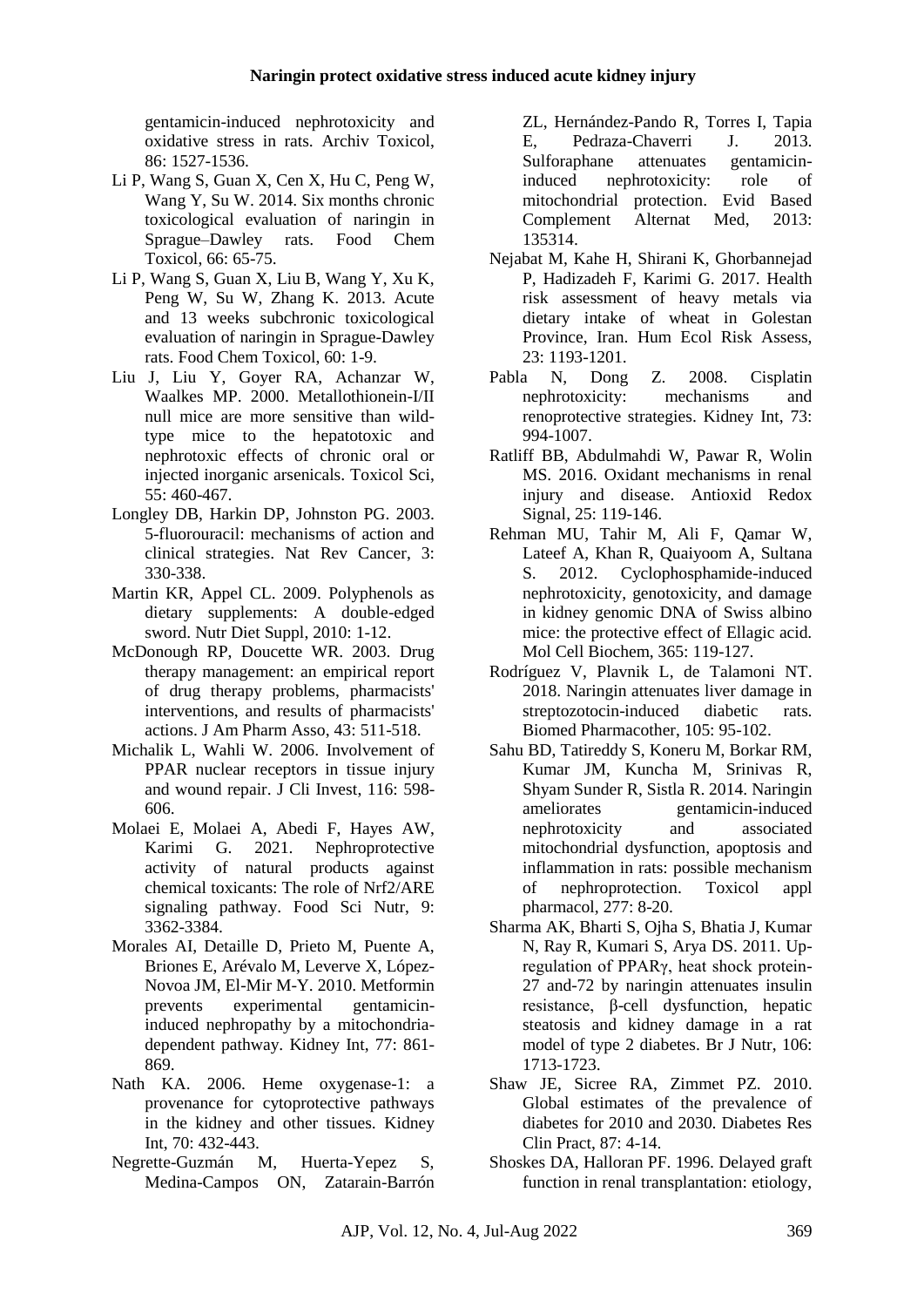gentamicin-induced nephrotoxicity and oxidative stress in rats. Archiv Toxicol, 86: 1527-1536.

Li P, Wang S, Guan X, Cen X, Hu C, Peng W, Wang Y, Su W. 2014. Six months chronic toxicological evaluation of naringin in Sprague–Dawley rats. Food Chem Toxicol, 66: 65-75.

Li P, Wang S, Guan X, Liu B, Wang Y, Xu K, Peng W, Su W, Zhang K. 2013. Acute and 13 weeks subchronic toxicological evaluation of naringin in Sprague-Dawley rats. Food Chem Toxicol, 60: 1-9.

Liu J, Liu Y, Goyer RA, Achanzar W, Waalkes MP. 2000. Metallothionein-I/II null mice are more sensitive than wild-type mice to the hepatotoxic and nephrotoxic effects of chronic oral or injected inorganic arsenicals. Toxicol Sci, 55: 460-467.

Longley DB, Harkin DP, Johnston PG. 2003. 5-fluorouracil: mechanisms of action and clinical strategies. Nat Rev Cancer, 3: 330-338.

Martin KR, Appel CL. 2009. Polyphenols as dietary supplements: A double-edged sword. Nutr Diet Suppl, 2010: 1-12.

McDonough RP, Doucette WR. 2003. Drug therapy management: an empirical report of drug therapy problems, pharmacists' interventions, and results of pharmacists' actions. J Am Pharm Asso, 43: 511-518.

Michalik L, Wahli W. 2006. Involvement of PPAR nuclear receptors in tissue injury and wound repair. J Cli Invest, 116: 598-606.

Molaei E, Molaei A, Abedi F, Hayes AW, Karimi G. 2021. Nephroprotective activity of natural products against chemical toxicants: The role of Nrf2/ARE signaling pathway. Food Sci Nutr, 9: 3362-3384.

Morales AI, Detaille D, Prieto M, Puente A, Briones E, Arévalo M, Leverve X, López-Novoa JM, El-Mir M-Y. 2010. Metformin prevents experimental gentamicin-induced nephropathy by a mitochondria-dependent pathway. Kidney Int, 77: 861-869.

Nath KA. 2006. Heme oxygenase-1: a provenance for cytoprotective pathways in the kidney and other tissues. Kidney Int, 70: 432-443.

Negrette-Guzmán M, Huerta-Yepez S, Medina-Campos ON, Zatarain-Barrón ZL, Hernández-Pando R, Torres I, Tapia E, Pedraza-Chaverri J. 2013. Sulforaphane attenuates gentamicin-induced nephrotoxicity: role of mitochondrial protection. Evid Based Complement Alternat Med, 2013: 135314.

Nejabat M, Kahe H, Shirani K, Ghorbannejad P, Hadizadeh F, Karimi G. 2017. Health risk assessment of heavy metals via dietary intake of wheat in Golestan Province, Iran. Hum Ecol Risk Assess, 23: 1193-1201.

Pabla N, Dong Z. 2008. Cisplatin nephrotoxicity: mechanisms and renoprotective strategies. Kidney Int, 73: 994-1007.

Ratliff BB, Abdulmahdi W, Pawar R, Wolin MS. 2016. Oxidant mechanisms in renal injury and disease. Antioxid Redox Signal, 25: 119-146.

Rehman MU, Tahir M, Ali F, Qamar W, Lateef A, Khan R, Quaiyoom A, Sultana S. 2012. Cyclophosphamide-induced nephrotoxicity, genotoxicity, and damage in kidney genomic DNA of Swiss albino mice: the protective effect of Ellagic acid. Mol Cell Biochem, 365: 119-127.

Rodríguez V, Plavnik L, de Talamoni NT. 2018. Naringin attenuates liver damage in streptozotocin-induced diabetic rats. Biomed Pharmacother, 105: 95-102.

Sahu BD, Tatireddy S, Koneru M, Borkar RM, Kumar JM, Kuncha M, Srinivas R, Shyam Sunder R, Sistla R. 2014. Naringin ameliorates gentamicin-induced nephrotoxicity and associated mitochondrial dysfunction, apoptosis and inflammation in rats: possible mechanism of nephroprotection. Toxicol appl pharmacol, 277: 8-20.

Sharma AK, Bharti S, Ojha S, Bhatia J, Kumar N, Ray R, Kumari S, Arya DS. 2011. Up-regulation of PPARγ, heat shock protein-27 and-72 by naringin attenuates insulin resistance, β-cell dysfunction, hepatic steatosis and kidney damage in a rat model of type 2 diabetes. Br J Nutr, 106: 1713-1723.

Shaw JE, Sicree RA, Zimmet PZ. 2010. Global estimates of the prevalence of diabetes for 2010 and 2030. Diabetes Res Clin Pract, 87: 4-14.

Shoskes DA, Halloran PF. 1996. Delayed graft function in renal transplantation: etiology,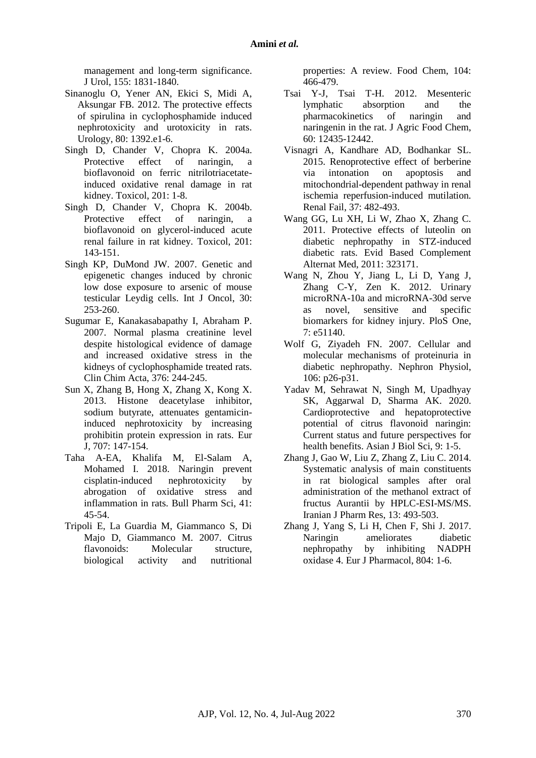management and long-term significance. J Urol, 155: 1831-1840.

Sinanoglu O, Yener AN, Ekici S, Midi A, Aksungar FB. 2012. The protective effects of spirulina in cyclophosphamide induced nephrotoxicity and urotoxicity in rats. Urology, 80: 1392.e1-6.

Singh D, Chander V, Chopra K. 2004a. Protective effect of naringin, a bioflavonoid on ferric nitrilotriacetate-induced oxidative renal damage in rat kidney. Toxicol, 201: 1-8.

Singh D, Chander V, Chopra K. 2004b. Protective effect of naringin, a bioflavonoid on glycerol-induced acute renal failure in rat kidney. Toxicol, 201: 143-151.

Singh KP, DuMond JW. 2007. Genetic and epigenetic changes induced by chronic low dose exposure to arsenic of mouse testicular Leydig cells. Int J Oncol, 30: 253-260.

Sugumar E, Kanakasabapathy I, Abraham P. 2007. Normal plasma creatinine level despite histological evidence of damage and increased oxidative stress in the kidneys of cyclophosphamide treated rats. Clin Chim Acta, 376: 244-245.

Sun X, Zhang B, Hong X, Zhang X, Kong X. 2013. Histone deacetylase inhibitor, sodium butyrate, attenuates gentamicin-induced nephrotoxicity by increasing prohibitin protein expression in rats. Eur J, 707: 147-154.

Taha A-EA, Khalifa M, El-Salam A, Mohamed I. 2018. Naringin prevent cisplatin-induced nephrotoxicity by abrogation of oxidative stress and inflammation in rats. Bull Pharm Sci, 41: 45-54.

Tripoli E, La Guardia M, Giammanco S, Di Majo D, Giammanco M. 2007. Citrus flavonoids: Molecular structure, biological activity and nutritional properties: A review. Food Chem, 104: 466-479.

Tsai Y-J, Tsai T-H. 2012. Mesenteric lymphatic absorption and the pharmacokinetics of naringin and naringenin in the rat. J Agric Food Chem, 60: 12435-12442.

Visnagri A, Kandhare AD, Bodhankar SL. 2015. Renoprotective effect of berberine via intonation on apoptosis and mitochondrial-dependent pathway in renal ischemia reperfusion-induced mutilation. Renal Fail, 37: 482-493.

Wang GG, Lu XH, Li W, Zhao X, Zhang C. 2011. Protective effects of luteolin on diabetic nephropathy in STZ-induced diabetic rats. Evid Based Complement Alternat Med, 2011: 323171.

Wang N, Zhou Y, Jiang L, Li D, Yang J, Zhang C-Y, Zen K. 2012. Urinary microRNA-10a and microRNA-30d serve as novel, sensitive and specific biomarkers for kidney injury. PloS One, 7: e51140.

Wolf G, Ziyadeh FN. 2007. Cellular and molecular mechanisms of proteinuria in diabetic nephropathy. Nephron Physiol, 106: p26-p31.

Yadav M, Sehrawat N, Singh M, Upadhyay SK, Aggarwal D, Sharma AK. 2020. Cardioprotective and hepatoprotective potential of citrus flavonoid naringin: Current status and future perspectives for health benefits. Asian J Biol Sci, 9: 1-5.

Zhang J, Gao W, Liu Z, Zhang Z, Liu C. 2014. Systematic analysis of main constituents in rat biological samples after oral administration of the methanol extract of fructus Aurantii by HPLC-ESI-MS/MS. Iranian J Pharm Res, 13: 493-503.

Zhang J, Yang S, Li H, Chen F, Shi J. 2017. Naringin ameliorates diabetic nephropathy by inhibiting NADPH oxidase 4. Eur J Pharmacol, 804: 1-6.